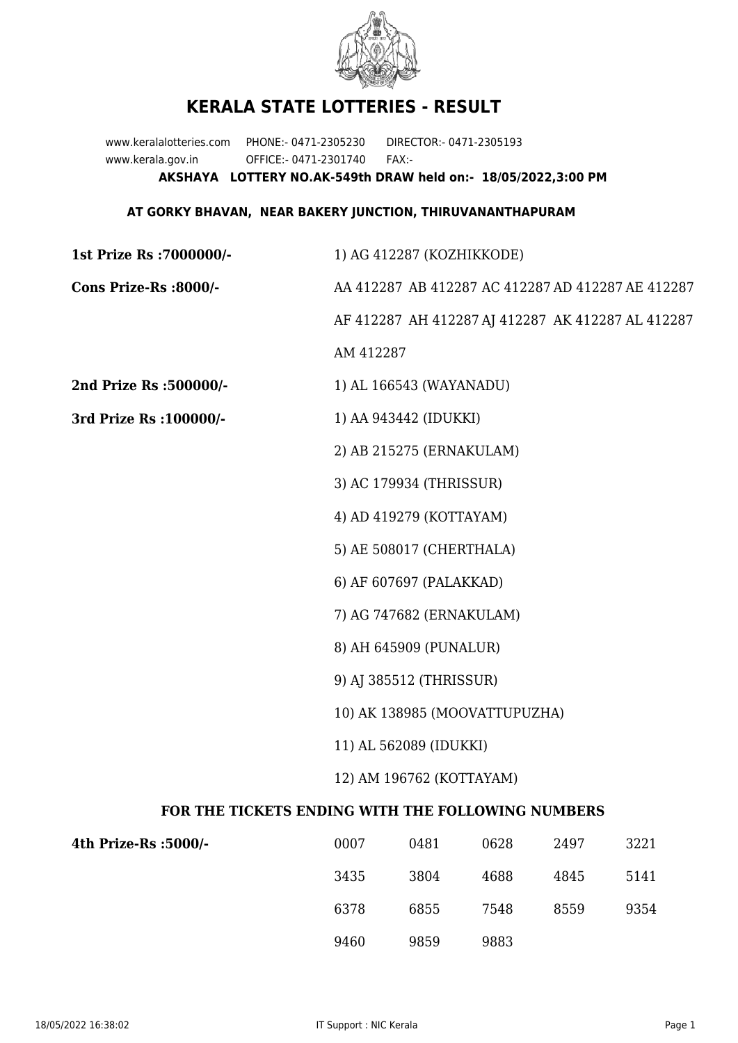# KERALA STATE LOTTERIES - RESULT

www.keralalotteries.com PHONE:- 0471-2305230 DIRECTOR:- 0471-2305193
www.kerala.gov.in OFFICE:- 0471-2301740 FAX:-

**AKSHAYA LOTTERY NO.AK-549th DRAW held on:- 18/05/2022,3:00 PM**

**AT GORKY BHAVAN, NEAR BAKERY JUNCTION, THIRUVANANTHAPURAM**

**1st Prize Rs :7000000/-** 1) AG 412287 (KOZHIKKODE)

**Cons Prize-Rs :8000/-** AA 412287 AB 412287 AC 412287 AD 412287 AE 412287 AF 412287 AH 412287 AJ 412287 AK 412287 AL 412287 AM 412287

**2nd Prize Rs :500000/-** 1) AL 166543 (WAYANADU)

**3rd Prize Rs :100000/-**

1) AA 943442 (IDUKKI)
2) AB 215275 (ERNAKULAM)
3) AC 179934 (THRISSUR)
4) AD 419279 (KOTTAYAM)
5) AE 508017 (CHERTHALA)
6) AF 607697 (PALAKKAD)
7) AG 747682 (ERNAKULAM)
8) AH 645909 (PUNALUR)
9) AJ 385512 (THRISSUR)
10) AK 138985 (MOOVATTUPUZHA)
11) AL 562089 (IDUKKI)
12) AM 196762 (KOTTAYAM)

## FOR THE TICKETS ENDING WITH THE FOLLOWING NUMBERS

**4th Prize-Rs :5000/-**

| | | | | |
|---|---|---|---|---|
| 0007 | 0481 | 0628 | 2497 | 3221 |
| 3435 | 3804 | 4688 | 4845 | 5141 |
| 6378 | 6855 | 7548 | 8559 | 9354 |
| 9460 | 9859 | 9883 | | |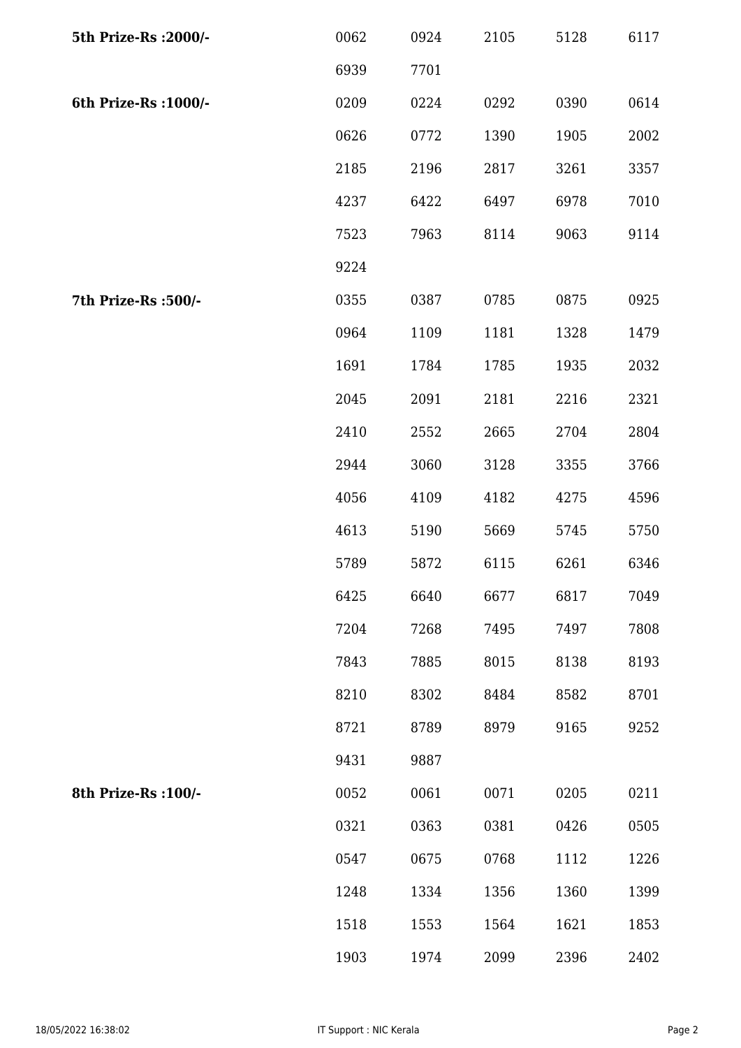| | | | | | |
|---|---|---|---|---|---|
| **5th Prize-Rs :2000/-** | 0062 | 0924 | 2105 | 5128 | 6117 |
| | 6939 | 7701 | | | |
| **6th Prize-Rs :1000/-** | 0209 | 0224 | 0292 | 0390 | 0614 |
| | 0626 | 0772 | 1390 | 1905 | 2002 |
| | 2185 | 2196 | 2817 | 3261 | 3357 |
| | 4237 | 6422 | 6497 | 6978 | 7010 |
| | 7523 | 7963 | 8114 | 9063 | 9114 |
| | 9224 | | | | |
| **7th Prize-Rs :500/-** | 0355 | 0387 | 0785 | 0875 | 0925 |
| | 0964 | 1109 | 1181 | 1328 | 1479 |
| | 1691 | 1784 | 1785 | 1935 | 2032 |
| | 2045 | 2091 | 2181 | 2216 | 2321 |
| | 2410 | 2552 | 2665 | 2704 | 2804 |
| | 2944 | 3060 | 3128 | 3355 | 3766 |
| | 4056 | 4109 | 4182 | 4275 | 4596 |
| | 4613 | 5190 | 5669 | 5745 | 5750 |
| | 5789 | 5872 | 6115 | 6261 | 6346 |
| | 6425 | 6640 | 6677 | 6817 | 7049 |
| | 7204 | 7268 | 7495 | 7497 | 7808 |
| | 7843 | 7885 | 8015 | 8138 | 8193 |
| | 8210 | 8302 | 8484 | 8582 | 8701 |
| | 8721 | 8789 | 8979 | 9165 | 9252 |
| | 9431 | 9887 | | | |
| **8th Prize-Rs :100/-** | 0052 | 0061 | 0071 | 0205 | 0211 |
| | 0321 | 0363 | 0381 | 0426 | 0505 |
| | 0547 | 0675 | 0768 | 1112 | 1226 |
| | 1248 | 1334 | 1356 | 1360 | 1399 |
| | 1518 | 1553 | 1564 | 1621 | 1853 |
| | 1903 | 1974 | 2099 | 2396 | 2402 |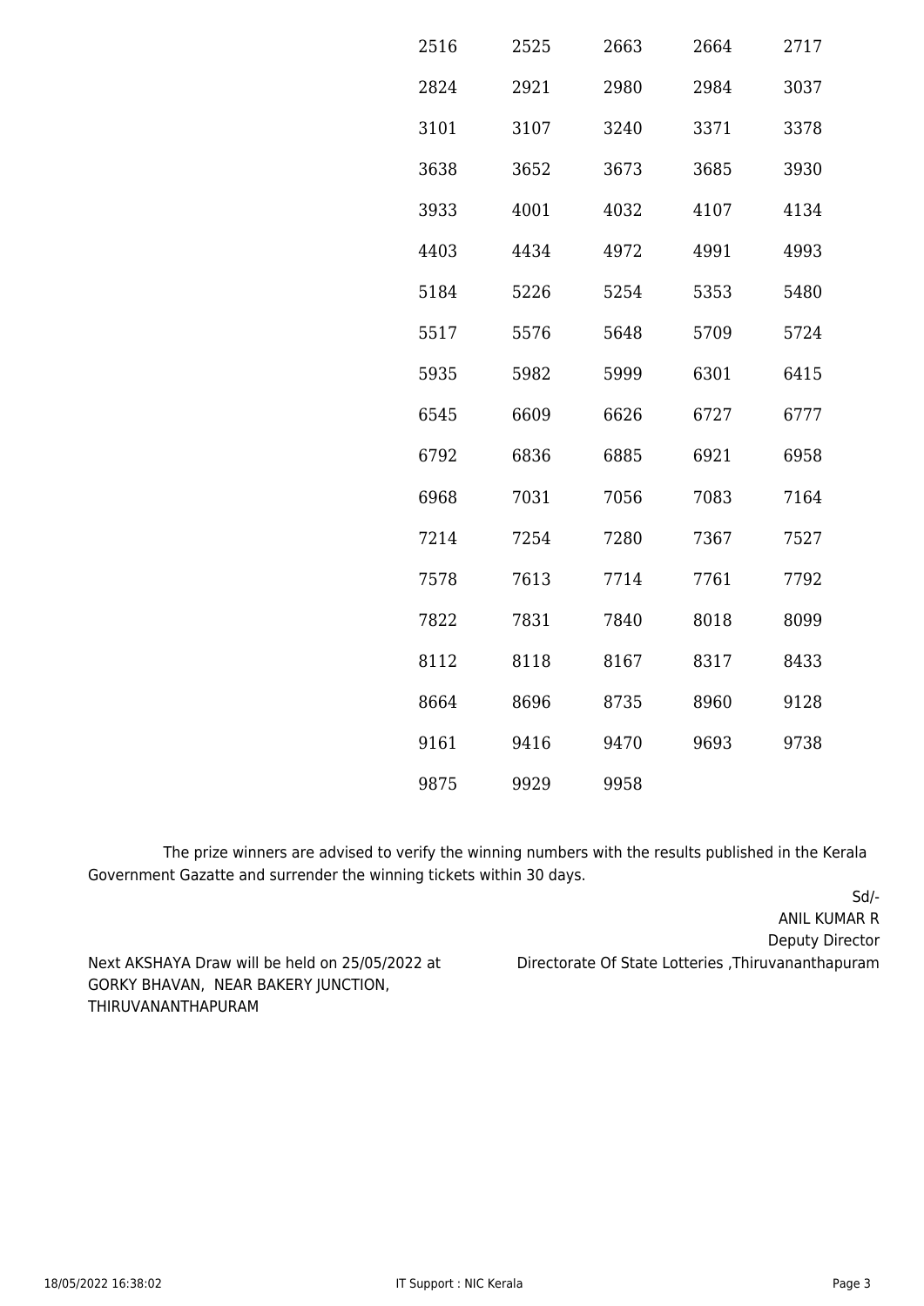| | | | | |
|---|---|---|---|---|
| 2516 | 2525 | 2663 | 2664 | 2717 |
| 2824 | 2921 | 2980 | 2984 | 3037 |
| 3101 | 3107 | 3240 | 3371 | 3378 |
| 3638 | 3652 | 3673 | 3685 | 3930 |
| 3933 | 4001 | 4032 | 4107 | 4134 |
| 4403 | 4434 | 4972 | 4991 | 4993 |
| 5184 | 5226 | 5254 | 5353 | 5480 |
| 5517 | 5576 | 5648 | 5709 | 5724 |
| 5935 | 5982 | 5999 | 6301 | 6415 |
| 6545 | 6609 | 6626 | 6727 | 6777 |
| 6792 | 6836 | 6885 | 6921 | 6958 |
| 6968 | 7031 | 7056 | 7083 | 7164 |
| 7214 | 7254 | 7280 | 7367 | 7527 |
| 7578 | 7613 | 7714 | 7761 | 7792 |
| 7822 | 7831 | 7840 | 8018 | 8099 |
| 8112 | 8118 | 8167 | 8317 | 8433 |
| 8664 | 8696 | 8735 | 8960 | 9128 |
| 9161 | 9416 | 9470 | 9693 | 9738 |
| 9875 | 9929 | 9958 | | |

The prize winners are advised to verify the winning numbers with the results published in the Kerala Government Gazatte and surrender the winning tickets within 30 days.

Sd/-
ANIL KUMAR R
Deputy Director
Directorate Of State Lotteries ,Thiruvananthapuram

Next AKSHAYA Draw will be held on 25/05/2022 at GORKY BHAVAN, NEAR BAKERY JUNCTION, THIRUVANANTHAPURAM

18/05/2022 16:38:02 IT Support : NIC Kerala